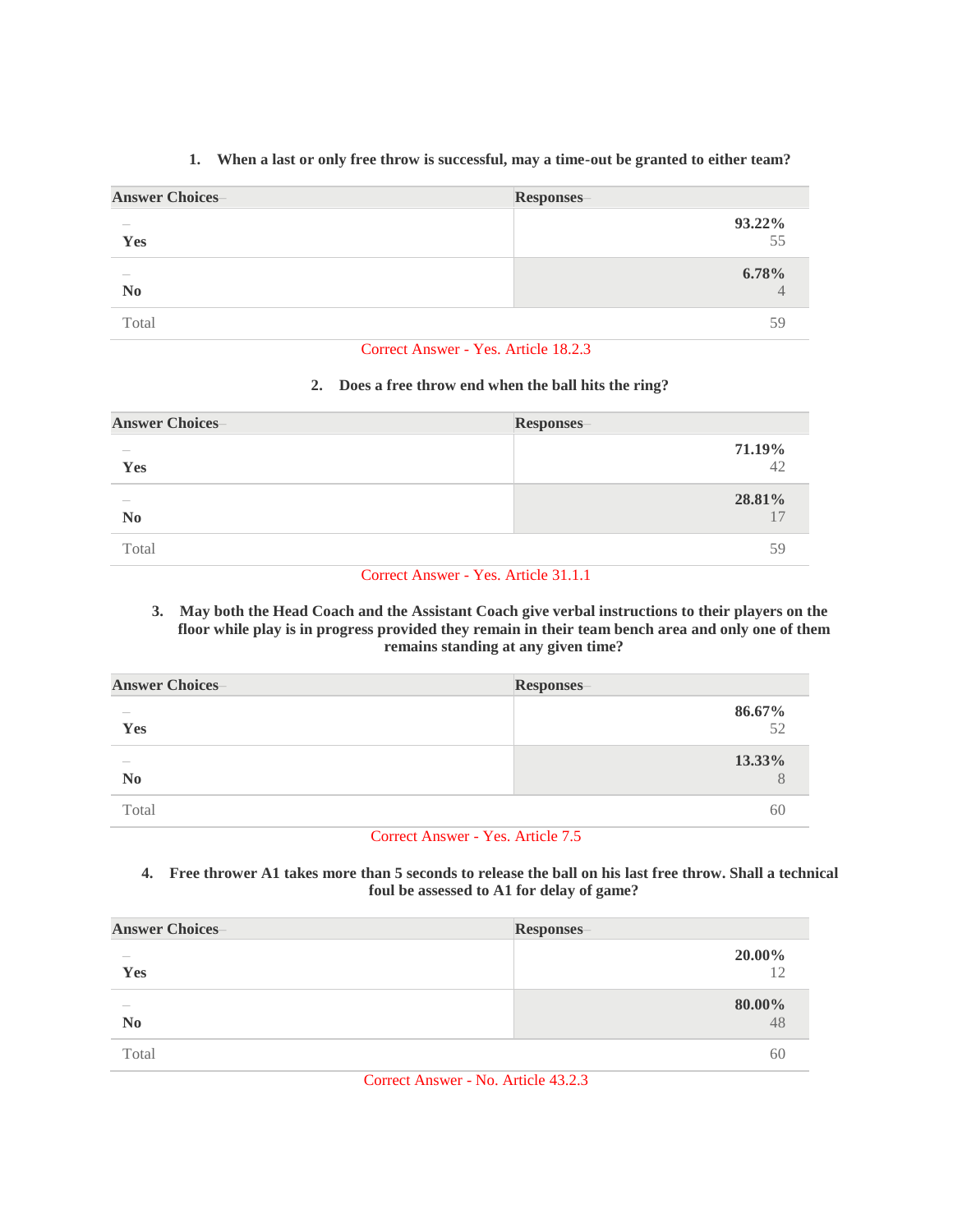1. **When a last or only free throw is successful, may a time-out be granted to either team?**

| Answer Choices | Responses |
| --- | --- |
| Yes | 93.22% 55 |
| No | 6.78% 4 |
| Total | 59 |

Correct Answer - Yes. Article 18.2.3

2. **Does a free throw end when the ball hits the ring?**

| Answer Choices | Responses |
| --- | --- |
| Yes | 71.19% 42 |
| No | 28.81% 17 |
| Total | 59 |

Correct Answer - Yes. Article 31.1.1

3. **May both the Head Coach and the Assistant Coach give verbal instructions to their players on the floor while play is in progress provided they remain in their team bench area and only one of them remains standing at any given time?**

| Answer Choices | Responses |
| --- | --- |
| Yes | 86.67% 52 |
| No | 13.33% 8 |
| Total | 60 |

Correct Answer - Yes. Article 7.5

4. **Free thrower A1 takes more than 5 seconds to release the ball on his last free throw. Shall a technical foul be assessed to A1 for delay of game?**

| Answer Choices | Responses |
| --- | --- |
| Yes | 20.00% 12 |
| No | 80.00% 48 |
| Total | 60 |

Correct Answer - No. Article 43.2.3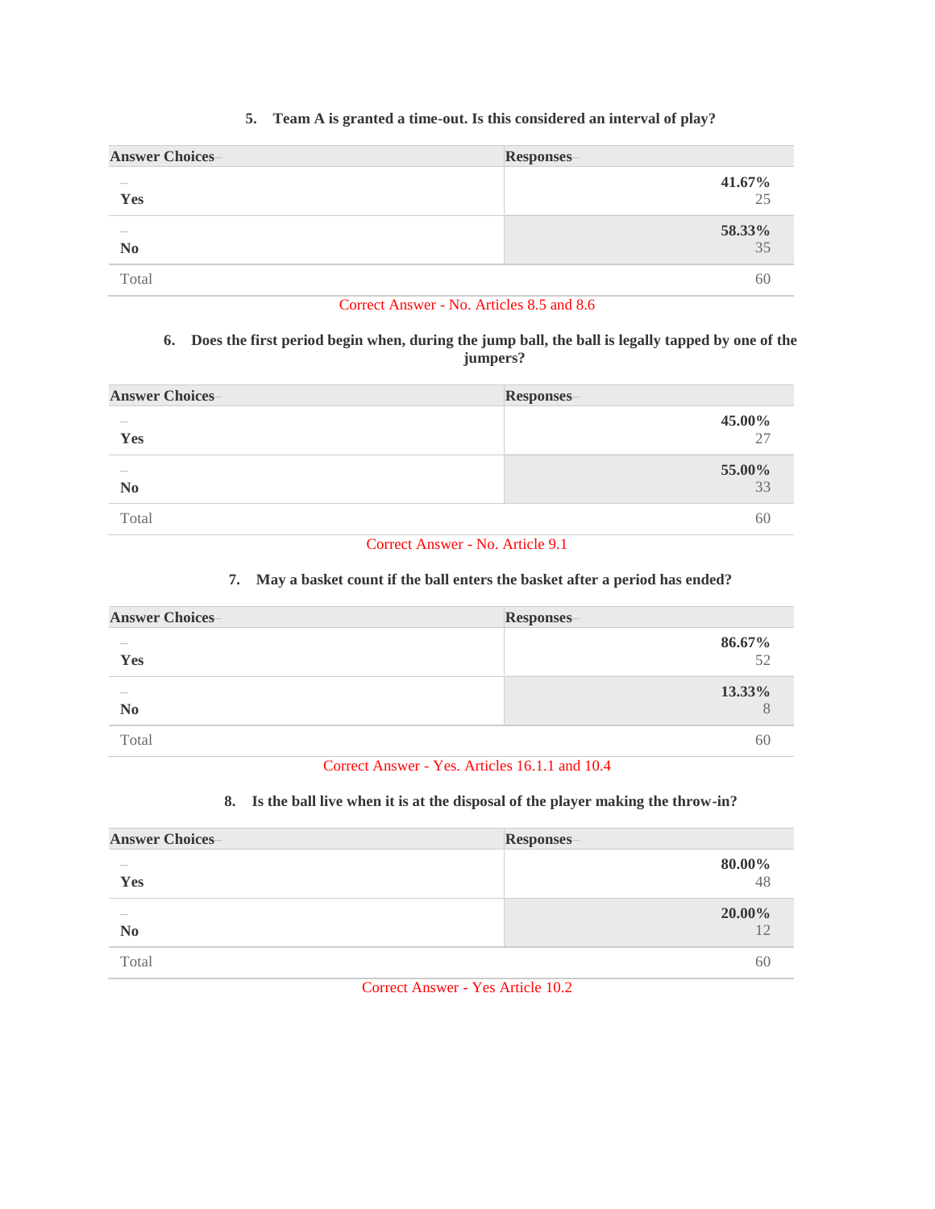**5. Team A is granted a time-out. Is this considered an interval of play?**

| Answer Choices | Responses |
|---|---|
| Yes | **41.67%** 25 |
| No | **58.33%** 35 |
| Total | 60 |

Correct Answer - No. Articles 8.5 and 8.6

**6. Does the first period begin when, during the jump ball, the ball is legally tapped by one of the jumpers?**

| Answer Choices | Responses |
|---|---|
| Yes | **45.00%** 27 |
| No | **55.00%** 33 |
| Total | 60 |

Correct Answer - No. Article 9.1

**7. May a basket count if the ball enters the basket after a period has ended?**

| Answer Choices | Responses |
|---|---|
| Yes | **86.67%** 52 |
| No | **13.33%** 8 |
| Total | 60 |

Correct Answer - Yes. Articles 16.1.1 and 10.4

**8. Is the ball live when it is at the disposal of the player making the throw-in?**

| Answer Choices | Responses |
|---|---|
| Yes | **80.00%** 48 |
| No | **20.00%** 12 |
| Total | 60 |

Correct Answer - Yes Article 10.2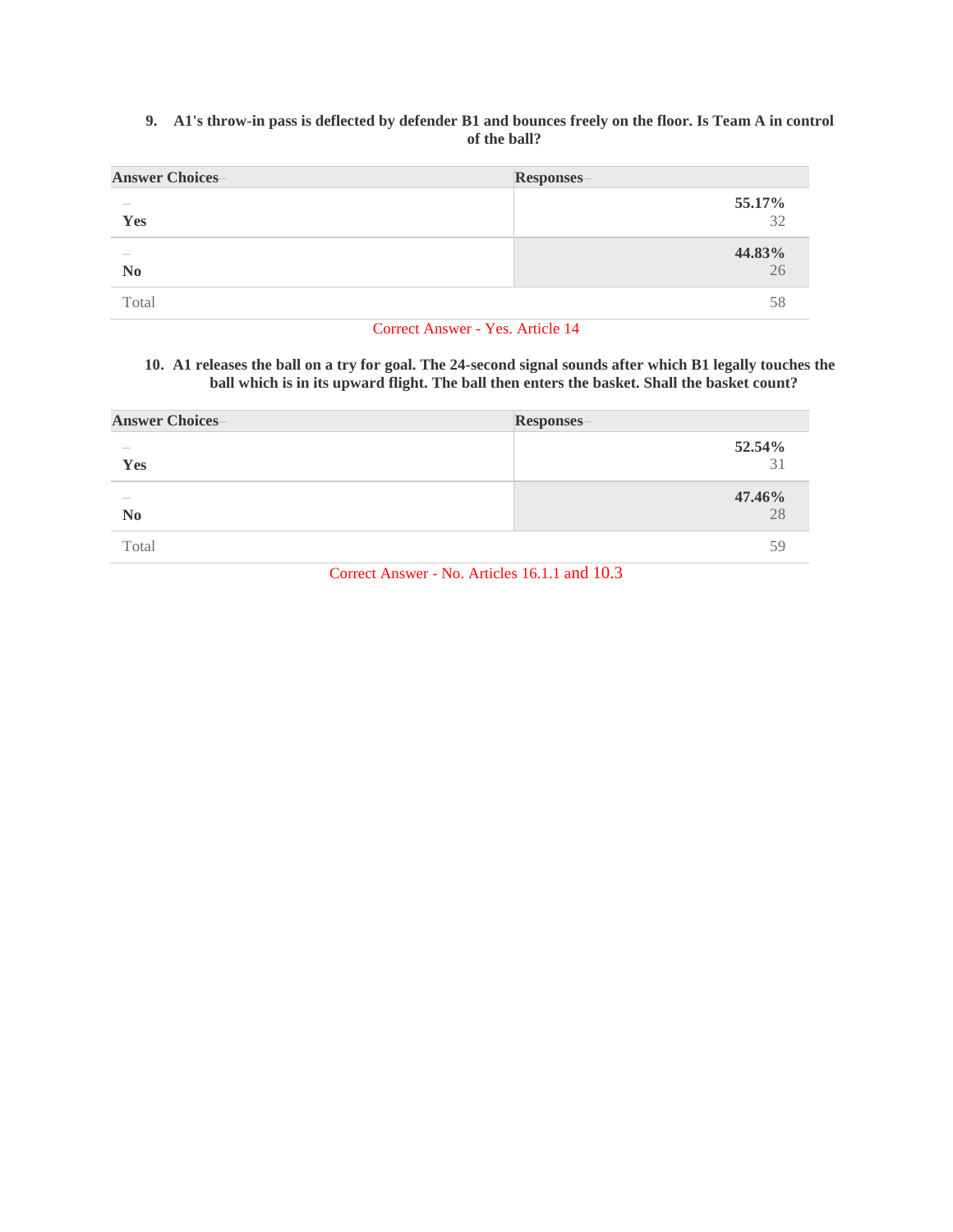**9. A1's throw-in pass is deflected by defender B1 and bounces freely on the floor. Is Team A in control of the ball?**

| Answer Choices | Responses | |
|---|---|---|
| Yes | 55.17% | 32 |
| No | 44.83% | 26 |
| Total | | 58 |

Correct Answer - Yes. Article 14

**10. A1 releases the ball on a try for goal. The 24-second signal sounds after which B1 legally touches the ball which is in its upward flight. The ball then enters the basket. Shall the basket count?**

| Answer Choices | Responses | |
|---|---|---|
| Yes | 52.54% | 31 |
| No | 47.46% | 28 |
| Total | | 59 |

Correct Answer - No. Articles 16.1.1 and 10.3